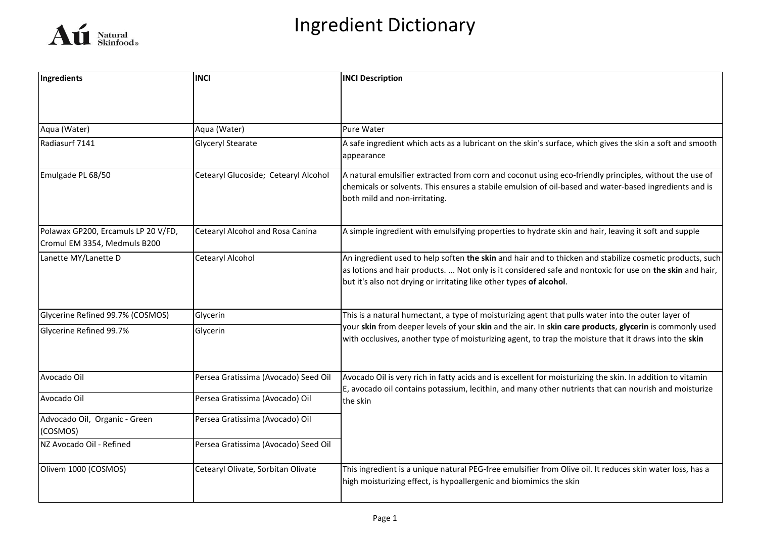# Ingredient Dictionary

| Ingredients | INCI | INCI Description |
|---|---|---|
| Aqua (Water) | Aqua (Water) | Pure Water |
| Radiasurf 7141 | Glyceryl Stearate | A safe ingredient which acts as a lubricant on the skin's surface, which gives the skin a soft and smooth appearance |
| Emulgade PL 68/50 | Cetearyl Glucoside; Cetearyl Alcohol | A natural emulsifier extracted from corn and coconut using eco-friendly principles, without the use of chemicals or solvents. This ensures a stabile emulsion of oil-based and water-based ingredients and is both mild and non-irritating. |
| Polawax GP200, Ercamuls LP 20 V/FD, Cromul EM 3354, Medmuls B200 | Cetearyl Alcohol and Rosa Canina | A simple ingredient with emulsifying properties to hydrate skin and hair, leaving it soft and supple |
| Lanette MY/Lanette D | Cetearyl Alcohol | An ingredient used to help soften **the skin** and hair and to thicken and stabilize cosmetic products, such as lotions and hair products. ... Not only is it considered safe and nontoxic for use on **the skin** and hair, but it's also not drying or irritating like other types **of alcohol**. |
| Glycerine Refined 99.7% (COSMOS) | Glycerin | This is a natural humectant, a type of moisturizing agent that pulls water into the outer layer of your **skin** from deeper levels of your **skin** and the air. In **skin care products**, **glycerin** is commonly used with occlusives, another type of moisturizing agent, to trap the moisture that it draws into the **skin** |
| Glycerine Refined 99.7% | Glycerin | |
| Avocado Oil | Persea Gratissima (Avocado) Seed Oil | Avocado Oil is very rich in fatty acids and is excellent for moisturizing the skin. In addition to vitamin E, avocado oil contains potassium, lecithin, and many other nutrients that can nourish and moisturize the skin |
| Avocado Oil | Persea Gratissima (Avocado) Oil | |
| Advocado Oil, Organic - Green (COSMOS) | Persea Gratissima (Avocado) Oil | |
| NZ Avocado Oil - Refined | Persea Gratissima (Avocado) Seed Oil | |
| Olivem 1000 (COSMOS) | Cetearyl Olivate, Sorbitan Olivate | This ingredient is a unique natural PEG-free emulsifier from Olive oil. It reduces skin water loss, has a high moisturizing effect, is hypoallergenic and biomimics the skin |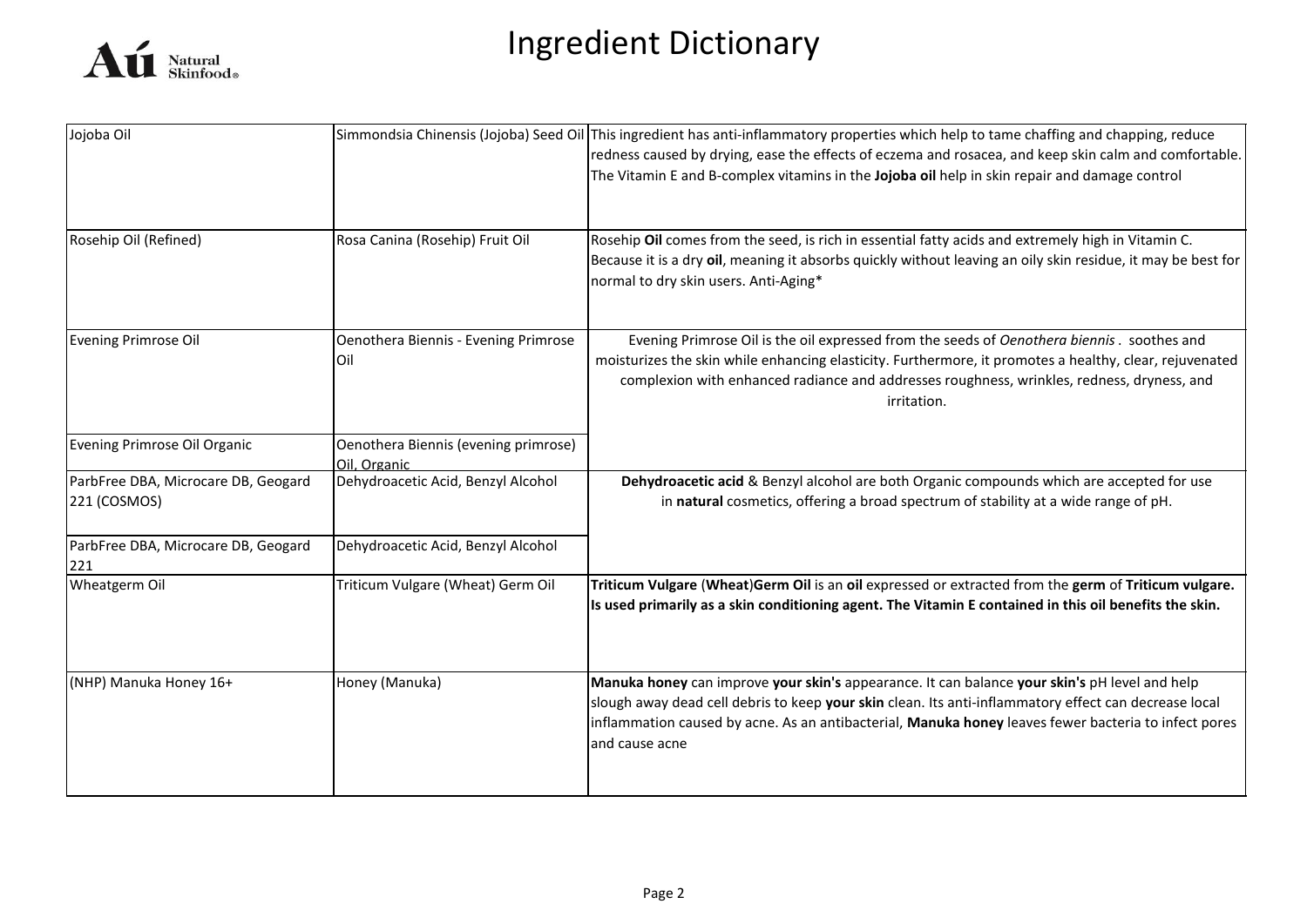# Ingredient Dictionary

| | | |
|---|---|---|
| Jojoba Oil | Simmondsia Chinensis (Jojoba) Seed Oil | This ingredient has anti-inflammatory properties which help to tame chaffing and chapping, reduce redness caused by drying, ease the effects of eczema and rosacea, and keep skin calm and comfortable. The Vitamin E and B-complex vitamins in the **Jojoba oil** help in skin repair and damage control |
| Rosehip Oil (Refined) | Rosa Canina (Rosehip) Fruit Oil | Rosehip **Oil** comes from the seed, is rich in essential fatty acids and extremely high in Vitamin C. Because it is a dry **oil**, meaning it absorbs quickly without leaving an oily skin residue, it may be best for normal to dry skin users. Anti-Aging* |
| Evening Primrose Oil | Oenothera Biennis - Evening Primrose Oil | Evening Primrose Oil is the oil expressed from the seeds of *Oenothera biennis* . soothes and moisturizes the skin while enhancing elasticity. Furthermore, it promotes a healthy, clear, rejuvenated complexion with enhanced radiance and addresses roughness, wrinkles, redness, dryness, and irritation. |
| Evening Primrose Oil Organic | Oenothera Biennis (evening primrose) Oil, Organic | |
| ParbFree DBA, Microcare DB, Geogard 221 (COSMOS) | Dehydroacetic Acid, Benzyl Alcohol | **Dehydroacetic acid** & Benzyl alcohol are both Organic compounds which are accepted for use in **natural** cosmetics, offering a broad spectrum of stability at a wide range of pH. |
| ParbFree DBA, Microcare DB, Geogard 221 | Dehydroacetic Acid, Benzyl Alcohol | |
| Wheatgerm Oil | Triticum Vulgare (Wheat) Germ Oil | **Triticum Vulgare** (**Wheat**)**Germ Oil** is an **oil** expressed or extracted from the **germ** of **Triticum vulgare. Is used primarily as a skin conditioning agent. The Vitamin E contained in this oil benefits the skin.** |
| (NHP) Manuka Honey 16+ | Honey (Manuka) | **Manuka honey** can improve **your skin's** appearance. It can balance **your skin's** pH level and help slough away dead cell debris to keep **your skin** clean. Its anti-inflammatory effect can decrease local inflammation caused by acne. As an antibacterial, **Manuka honey** leaves fewer bacteria to infect pores and cause acne |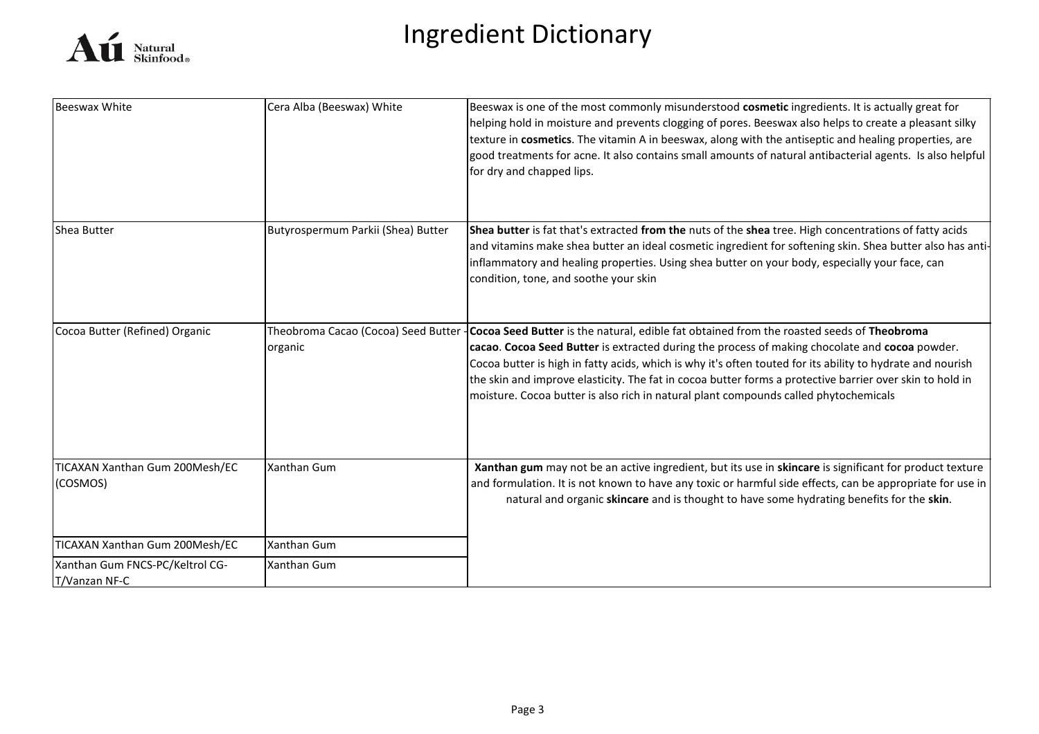# Ingredient Dictionary

| | | |
|---|---|---|
| Beeswax White | Cera Alba (Beeswax) White | Beeswax is one of the most commonly misunderstood **cosmetic** ingredients. It is actually great for helping hold in moisture and prevents clogging of pores. Beeswax also helps to create a pleasant silky texture in **cosmetics**. The vitamin A in beeswax, along with the antiseptic and healing properties, are good treatments for acne. It also contains small amounts of natural antibacterial agents. Is also helpful for dry and chapped lips. |
| Shea Butter | Butyrospermum Parkii (Shea) Butter | **Shea butter** is fat that's extracted **from the** nuts of the **shea** tree. High concentrations of fatty acids and vitamins make shea butter an ideal cosmetic ingredient for softening skin. Shea butter also has anti-inflammatory and healing properties. Using shea butter on your body, especially your face, can condition, tone, and soothe your skin |
| Cocoa Butter (Refined) Organic | Theobroma Cacao (Cocoa) Seed Butter - organic | **Cocoa Seed Butter** is the natural, edible fat obtained from the roasted seeds of **Theobroma cacao**. **Cocoa Seed Butter** is extracted during the process of making chocolate and **cocoa** powder. Cocoa butter is high in fatty acids, which is why it's often touted for its ability to hydrate and nourish the skin and improve elasticity. The fat in cocoa butter forms a protective barrier over skin to hold in moisture. Cocoa butter is also rich in natural plant compounds called phytochemicals |
| TICAXAN Xanthan Gum 200Mesh/EC (COSMOS) | Xanthan Gum | **Xanthan gum** may not be an active ingredient, but its use in **skincare** is significant for product texture and formulation. It is not known to have any toxic or harmful side effects, can be appropriate for use in natural and organic **skincare** and is thought to have some hydrating benefits for the **skin**. |
| TICAXAN Xanthan Gum 200Mesh/EC | Xanthan Gum | |
| Xanthan Gum FNCS-PC/Keltrol CG-T/Vanzan NF-C | Xanthan Gum | |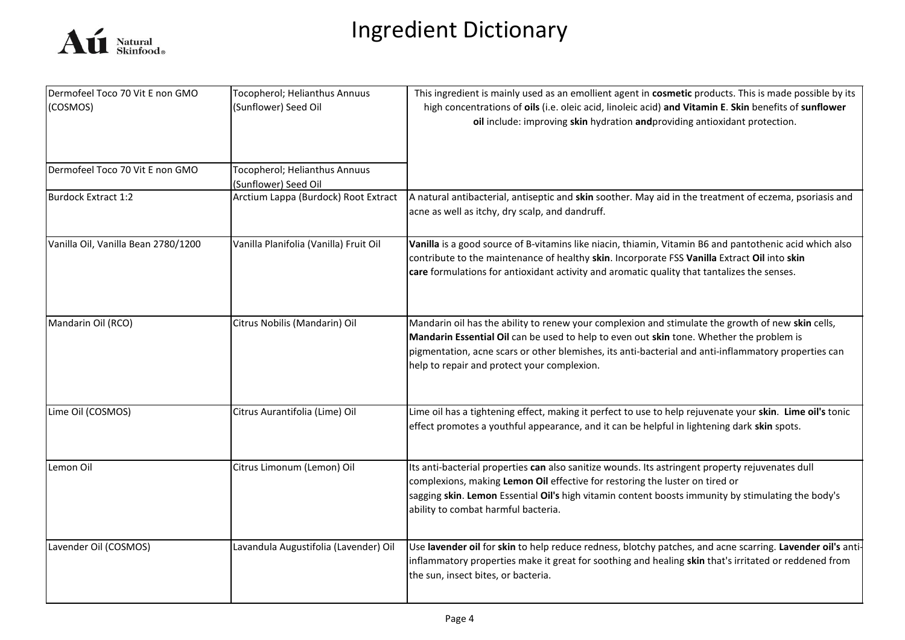# Ingredient Dictionary

| | | |
|---|---|---|
| Dermofeel Toco 70 Vit E non GMO (COSMOS) | Tocopherol; Helianthus Annuus (Sunflower) Seed Oil | This ingredient is mainly used as an emollient agent in **cosmetic** products. This is made possible by its high concentrations of **oils** (i.e. oleic acid, linoleic acid) **and Vitamin E**. **Skin** benefits of **sunflower oil** include: improving **skin** hydration **and**providing antioxidant protection. |
| Dermofeel Toco 70 Vit E non GMO | Tocopherol; Helianthus Annuus (Sunflower) Seed Oil | |
| Burdock Extract 1:2 | Arctium Lappa (Burdock) Root Extract | A natural antibacterial, antiseptic and **skin** soother. May aid in the treatment of eczema, psoriasis and acne as well as itchy, dry scalp, and dandruff. |
| Vanilla Oil, Vanilla Bean 2780/1200 | Vanilla Planifolia (Vanilla) Fruit Oil | **Vanilla** is a good source of B-vitamins like niacin, thiamin, Vitamin B6 and pantothenic acid which also contribute to the maintenance of healthy **skin**. Incorporate FSS **Vanilla** Extract **Oil** into **skin care** formulations for antioxidant activity and aromatic quality that tantalizes the senses. |
| Mandarin Oil (RCO) | Citrus Nobilis (Mandarin) Oil | Mandarin oil has the ability to renew your complexion and stimulate the growth of new **skin** cells, **Mandarin Essential Oil** can be used to help to even out **skin** tone. Whether the problem is pigmentation, acne scars or other blemishes, its anti-bacterial and anti-inflammatory properties can help to repair and protect your complexion. |
| Lime Oil (COSMOS) | Citrus Aurantifolia (Lime) Oil | Lime oil has a tightening effect, making it perfect to use to help rejuvenate your **skin**. **Lime oil's** tonic effect promotes a youthful appearance, and it can be helpful in lightening dark **skin** spots. |
| Lemon Oil | Citrus Limonum (Lemon) Oil | Its anti-bacterial properties **can** also sanitize wounds. Its astringent property rejuvenates dull complexions, making **Lemon Oil** effective for restoring the luster on tired or sagging **skin**. **Lemon** Essential **Oil's** high vitamin content boosts immunity by stimulating the body's ability to combat harmful bacteria. |
| Lavender Oil (COSMOS) | Lavandula Augustifolia (Lavender) Oil | Use **lavender oil** for **skin** to help reduce redness, blotchy patches, and acne scarring. **Lavender oil's** anti-inflammatory properties make it great for soothing and healing **skin** that's irritated or reddened from the sun, insect bites, or bacteria. |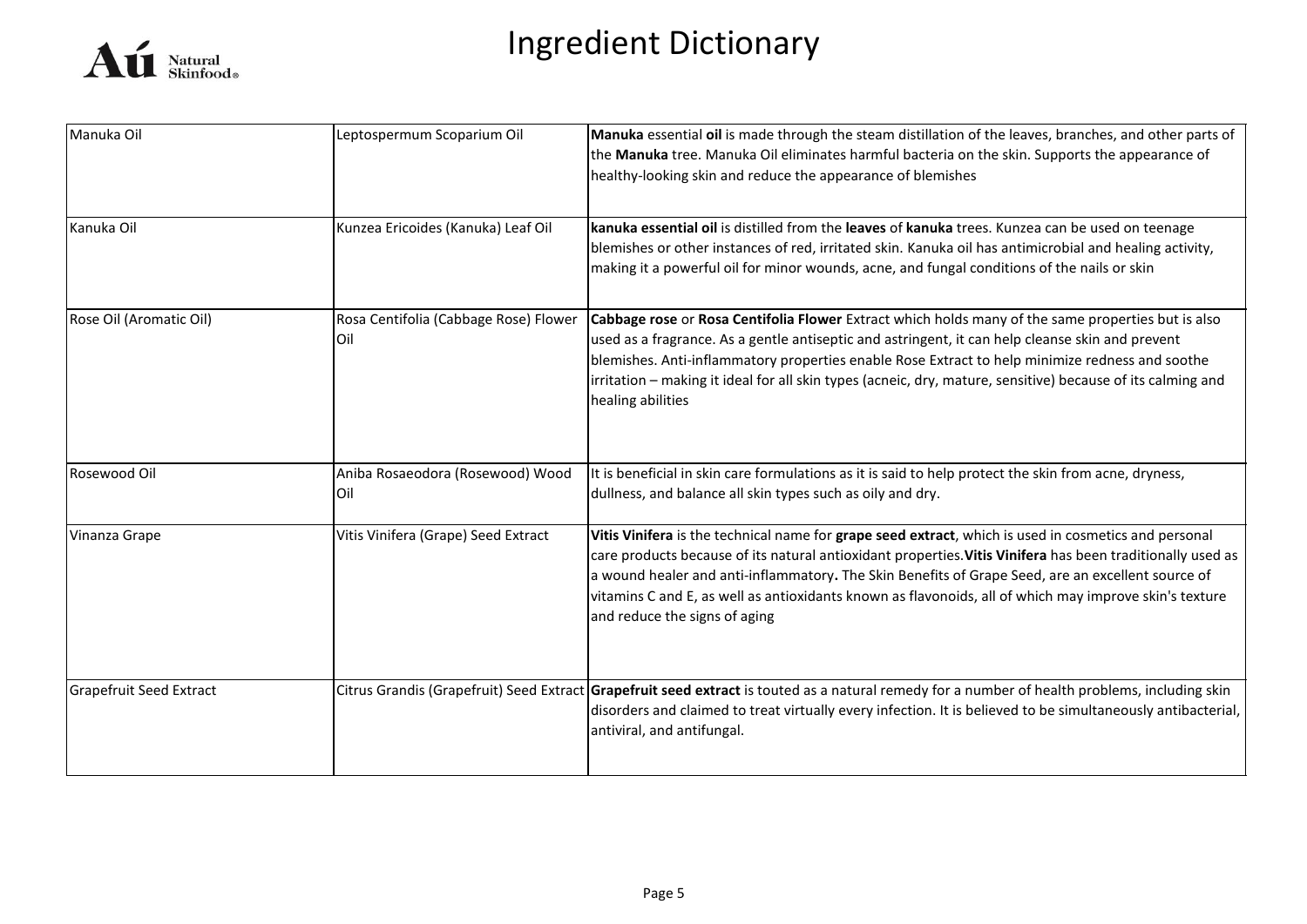# Ingredient Dictionary

| | | |
|---|---|---|
| Manuka Oil | Leptospermum Scoparium Oil | **Manuka** essential **oil** is made through the steam distillation of the leaves, branches, and other parts of the **Manuka** tree. Manuka Oil eliminates harmful bacteria on the skin. Supports the appearance of healthy-looking skin and reduce the appearance of blemishes |
| Kanuka Oil | Kunzea Ericoides (Kanuka) Leaf Oil | **kanuka essential oil** is distilled from the **leaves** of **kanuka** trees. Kunzea can be used on teenage blemishes or other instances of red, irritated skin. Kanuka oil has antimicrobial and healing activity, making it a powerful oil for minor wounds, acne, and fungal conditions of the nails or skin |
| Rose Oil (Aromatic Oil) | Rosa Centifolia (Cabbage Rose) Flower Oil | **Cabbage rose** or **Rosa Centifolia Flower** Extract which holds many of the same properties but is also used as a fragrance. As a gentle antiseptic and astringent, it can help cleanse skin and prevent blemishes. Anti-inflammatory properties enable Rose Extract to help minimize redness and soothe irritation – making it ideal for all skin types (acneic, dry, mature, sensitive) because of its calming and healing abilities |
| Rosewood Oil | Aniba Rosaeodora (Rosewood) Wood Oil | It is beneficial in skin care formulations as it is said to help protect the skin from acne, dryness, dullness, and balance all skin types such as oily and dry. |
| Vinanza Grape | Vitis Vinifera (Grape) Seed Extract | **Vitis Vinifera** is the technical name for **grape seed extract**, which is used in cosmetics and personal care products because of its natural antioxidant properties.**Vitis Vinifera** has been traditionally used as a wound healer and anti-inflammatory**.** The Skin Benefits of Grape Seed, are an excellent source of vitamins C and E, as well as antioxidants known as flavonoids, all of which may improve skin's texture and reduce the signs of aging |
| Grapefruit Seed Extract | Citrus Grandis (Grapefruit) Seed Extract | **Grapefruit seed extract** is touted as a natural remedy for a number of health problems, including skin disorders and claimed to treat virtually every infection. It is believed to be simultaneously antibacterial, antiviral, and antifungal. |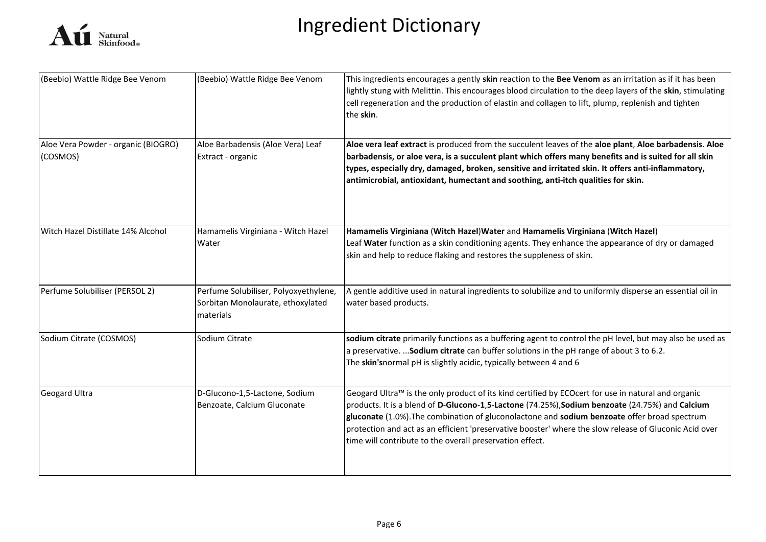# Ingredient Dictionary

| | | |
|---|---|---|
| (Beebio) Wattle Ridge Bee Venom | (Beebio) Wattle Ridge Bee Venom | This ingredients encourages a gently **skin** reaction to the **Bee Venom** as an irritation as if it has been lightly stung with Melittin. This encourages blood circulation to the deep layers of the **skin**, stimulating cell regeneration and the production of elastin and collagen to lift, plump, replenish and tighten the **skin**. |
| Aloe Vera Powder - organic (BIOGRO) (COSMOS) | Aloe Barbadensis (Aloe Vera) Leaf Extract - organic | **Aloe vera leaf extract** is produced from the succulent leaves of the **aloe plant**, **Aloe barbadensis**. **Aloe barbadensis, or aloe vera, is a succulent plant which offers many benefits and is suited for all skin types, especially dry, damaged, broken, sensitive and irritated skin. It offers anti-inflammatory, antimicrobial, antioxidant, humectant and soothing, anti-itch qualities for skin.** |
| Witch Hazel Distillate 14% Alcohol | Hamamelis Virginiana - Witch Hazel Water | **Hamamelis Virginiana** (**Witch Hazel**)**Water** and **Hamamelis Virginiana** (**Witch Hazel**) Leaf **Water** function as a skin conditioning agents. They enhance the appearance of dry or damaged skin and help to reduce flaking and restores the suppleness of skin. |
| Perfume Solubiliser (PERSOL 2) | Perfume Solubiliser, Polyoxyethylene, Sorbitan Monolaurate, ethoxylated materials | A gentle additive used in natural ingredients to solubilize and to uniformly disperse an essential oil in water based products. |
| Sodium Citrate (COSMOS) | Sodium Citrate | **sodium citrate** primarily functions as a buffering agent to control the pH level, but may also be used as a preservative. ...**Sodium citrate** can buffer solutions in the pH range of about 3 to 6.2. The **skin's**normal pH is slightly acidic, typically between 4 and 6 |
| Geogard Ultra | D-Glucono-1,5-Lactone, Sodium Benzoate, Calcium Gluconate | Geogard Ultra™ is the only product of its kind certified by ECOcert for use in natural and organic products. It is a blend of **D**-**Glucono**-**1**,**5**-**Lactone** (74.25%),**Sodium benzoate** (24.75%) and **Calcium gluconate** (1.0%).The combination of gluconolactone and **sodium benzoate** offer broad spectrum protection and act as an efficient 'preservative booster' where the slow release of Gluconic Acid over time will contribute to the overall preservation effect. |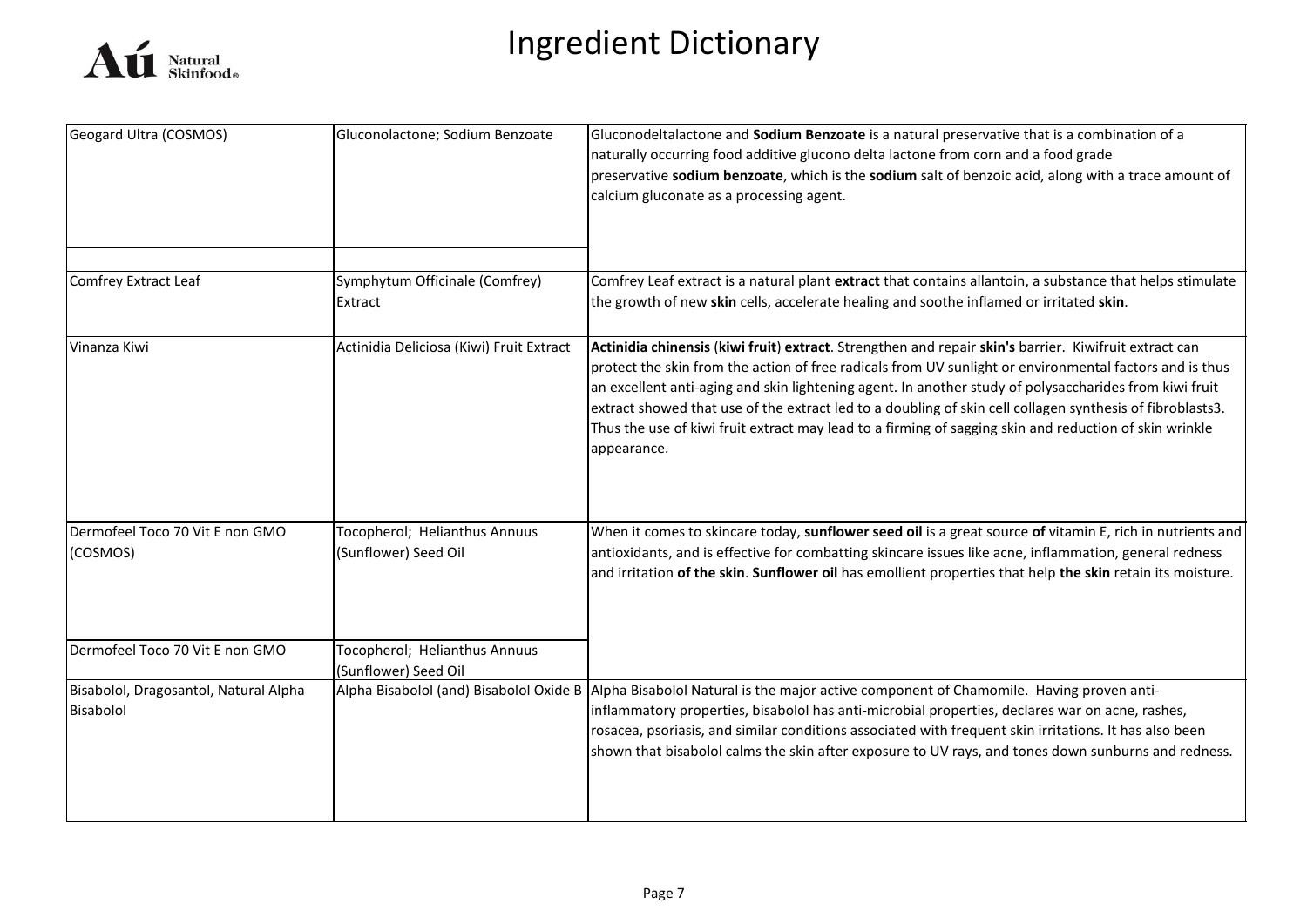# Ingredient Dictionary

| | | |
|---|---|---|
| Geogard Ultra (COSMOS) | Gluconolactone; Sodium Benzoate | Gluconodeltalactone and **Sodium Benzoate** is a natural preservative that is a combination of a naturally occurring food additive glucono delta lactone from corn and a food grade preservative **sodium benzoate**, which is the **sodium** salt of benzoic acid, along with a trace amount of calcium gluconate as a processing agent. |
| | | |
| Comfrey Extract Leaf | Symphytum Officinale (Comfrey) Extract | Comfrey Leaf extract is a natural plant **extract** that contains allantoin, a substance that helps stimulate the growth of new **skin** cells, accelerate healing and soothe inflamed or irritated **skin**. |
| Vinanza Kiwi | Actinidia Deliciosa (Kiwi) Fruit Extract | **Actinidia chinensis** (**kiwi fruit**) **extract**. Strengthen and repair **skin's** barrier. Kiwifruit extract can protect the skin from the action of free radicals from UV sunlight or environmental factors and is thus an excellent anti-aging and skin lightening agent. In another study of polysaccharides from kiwi fruit extract showed that use of the extract led to a doubling of skin cell collagen synthesis of fibroblasts3. Thus the use of kiwi fruit extract may lead to a firming of sagging skin and reduction of skin wrinkle appearance. |
| Dermofeel Toco 70 Vit E non GMO (COSMOS) | Tocopherol; Helianthus Annuus (Sunflower) Seed Oil | When it comes to skincare today, **sunflower seed oil** is a great source **of** vitamin E, rich in nutrients and antioxidants, and is effective for combatting skincare issues like acne, inflammation, general redness and irritation **of the skin**. **Sunflower oil** has emollient properties that help **the skin** retain its moisture. |
| Dermofeel Toco 70 Vit E non GMO | Tocopherol; Helianthus Annuus (Sunflower) Seed Oil | |
| Bisabolol, Dragosantol, Natural Alpha Bisabolol | Alpha Bisabolol (and) Bisabolol Oxide B | Alpha Bisabolol Natural is the major active component of Chamomile. Having proven anti-inflammatory properties, bisabolol has anti-microbial properties, declares war on acne, rashes, rosacea, psoriasis, and similar conditions associated with frequent skin irritations. It has also been shown that bisabolol calms the skin after exposure to UV rays, and tones down sunburns and redness. |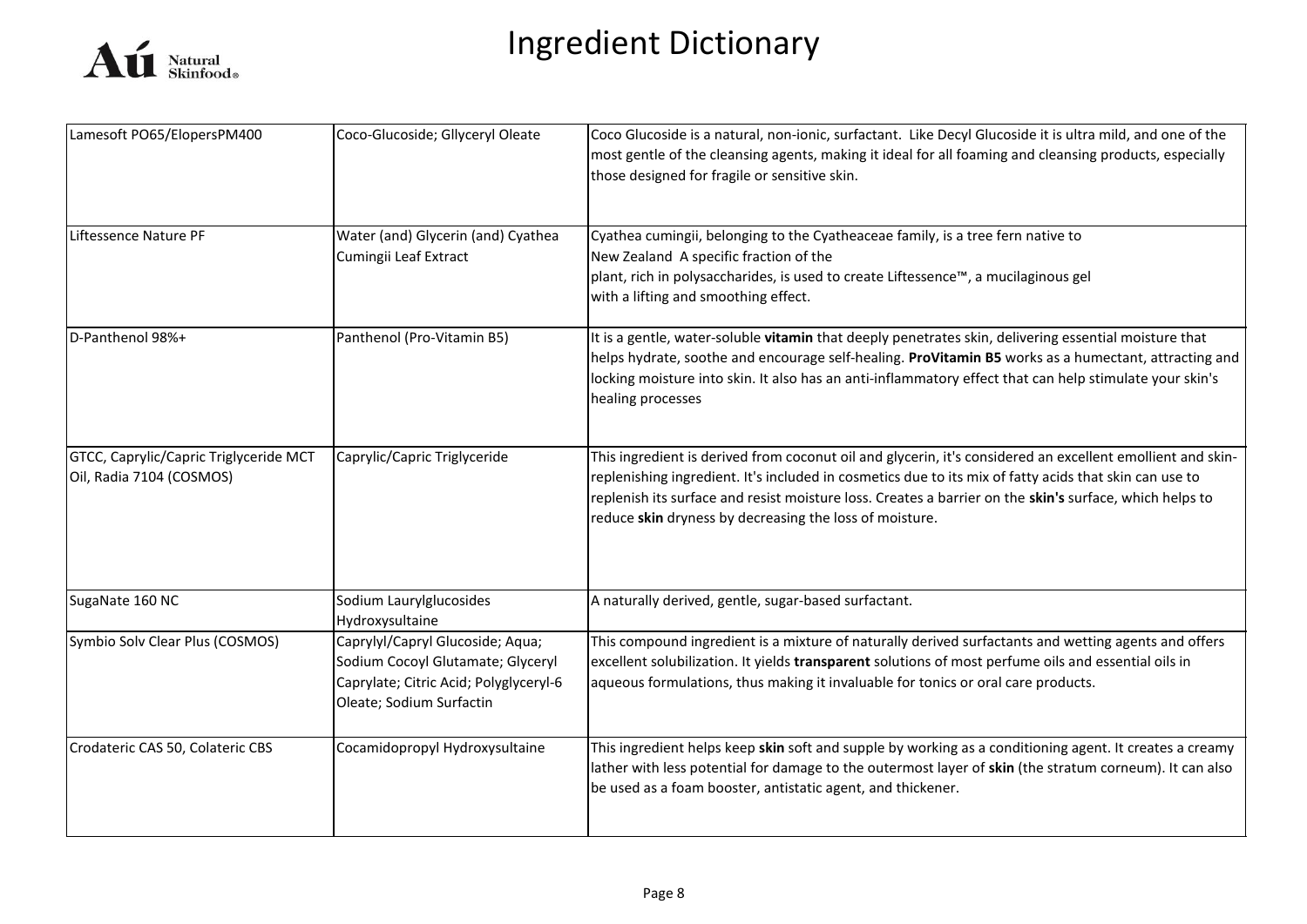# Ingredient Dictionary

| | | |
|---|---|---|
| Lamesoft PO65/ElopersPM400 | Coco-Glucoside; Gllyceryl Oleate | Coco Glucoside is a natural, non-ionic, surfactant. Like Decyl Glucoside it is ultra mild, and one of the most gentle of the cleansing agents, making it ideal for all foaming and cleansing products, especially those designed for fragile or sensitive skin. |
| Liftessence Nature PF | Water (and) Glycerin (and) Cyathea Cumingii Leaf Extract | Cyathea cumingii, belonging to the Cyatheaceae family, is a tree fern native to New Zealand A specific fraction of the plant, rich in polysaccharides, is used to create Liftessence™, a mucilaginous gel with a lifting and smoothing effect. |
| D-Panthenol 98%+ | Panthenol (Pro-Vitamin B5) | It is a gentle, water-soluble **vitamin** that deeply penetrates skin, delivering essential moisture that helps hydrate, soothe and encourage self-healing. **ProVitamin B5** works as a humectant, attracting and locking moisture into skin. It also has an anti-inflammatory effect that can help stimulate your skin's healing processes |
| GTCC, Caprylic/Capric Triglyceride MCT Oil, Radia 7104 (COSMOS) | Caprylic/Capric Triglyceride | This ingredient is derived from coconut oil and glycerin, it's considered an excellent emollient and skin-replenishing ingredient. It's included in cosmetics due to its mix of fatty acids that skin can use to replenish its surface and resist moisture loss. Creates a barrier on the **skin's** surface, which helps to reduce **skin** dryness by decreasing the loss of moisture. |
| SugaNate 160 NC | Sodium Laurylglucosides Hydroxysultaine | A naturally derived, gentle, sugar-based surfactant. |
| Symbio Solv Clear Plus (COSMOS) | Caprylyl/Capryl Glucoside; Aqua; Sodium Cocoyl Glutamate; Glyceryl Caprylate; Citric Acid; Polyglyceryl-6 Oleate; Sodium Surfactin | This compound ingredient is a mixture of naturally derived surfactants and wetting agents and offers excellent solubilization. It yields **transparent** solutions of most perfume oils and essential oils in aqueous formulations, thus making it invaluable for tonics or oral care products. |
| Crodateric CAS 50, Colateric CBS | Cocamidopropyl Hydroxysultaine | This ingredient helps keep **skin** soft and supple by working as a conditioning agent. It creates a creamy lather with less potential for damage to the outermost layer of **skin** (the stratum corneum). It can also be used as a foam booster, antistatic agent, and thickener. |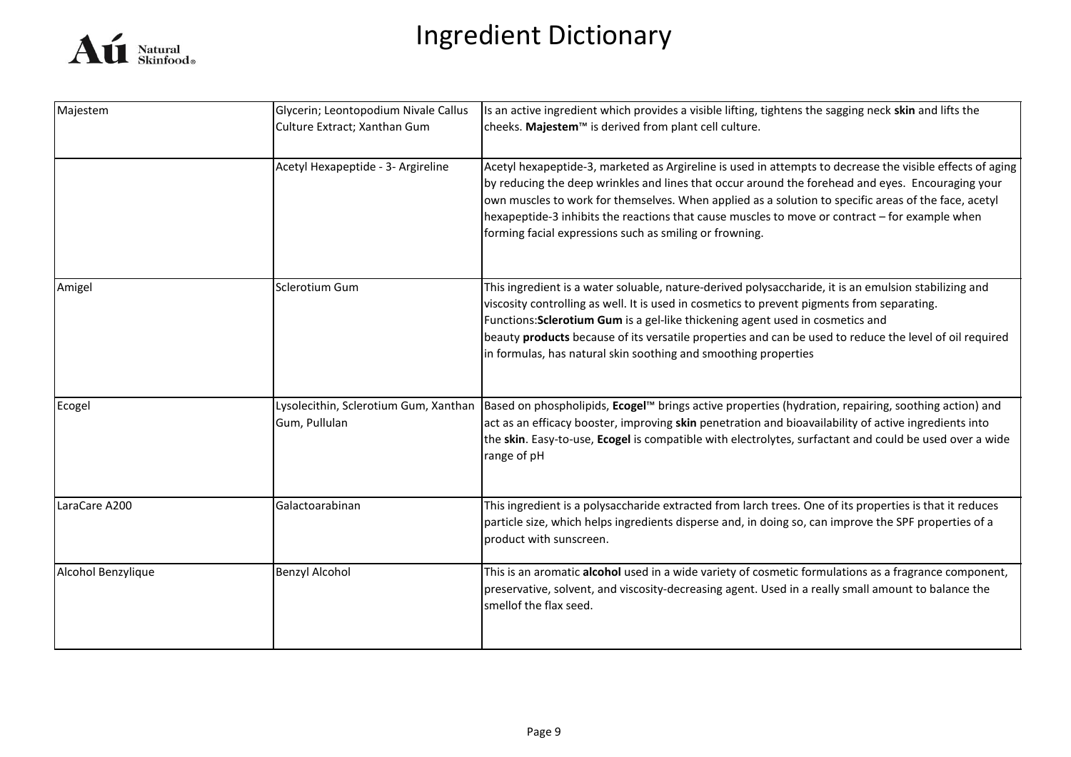# Ingredient Dictionary

| | | |
|---|---|---|
| Majestem | Glycerin; Leontopodium Nivale Callus Culture Extract; Xanthan Gum | Is an active ingredient which provides a visible lifting, tightens the sagging neck **skin** and lifts the cheeks. **Majestem**™ is derived from plant cell culture. |
| | Acetyl Hexapeptide - 3- Argireline | Acetyl hexapeptide-3, marketed as Argireline is used in attempts to decrease the visible effects of aging by reducing the deep wrinkles and lines that occur around the forehead and eyes. Encouraging your own muscles to work for themselves. When applied as a solution to specific areas of the face, acetyl hexapeptide-3 inhibits the reactions that cause muscles to move or contract – for example when forming facial expressions such as smiling or frowning. |
| Amigel | Sclerotium Gum | This ingredient is a water soluable, nature-derived polysaccharide, it is an emulsion stabilizing and viscosity controlling as well. It is used in cosmetics to prevent pigments from separating. Functions:**Sclerotium Gum** is a gel-like thickening agent used in cosmetics and beauty **products** because of its versatile properties and can be used to reduce the level of oil required in formulas, has natural skin soothing and smoothing properties |
| Ecogel | Lysolecithin, Sclerotium Gum, Xanthan Gum, Pullulan | Based on phospholipids, **Ecogel**™ brings active properties (hydration, repairing, soothing action) and act as an efficacy booster, improving **skin** penetration and bioavailability of active ingredients into the **skin**. Easy-to-use, **Ecogel** is compatible with electrolytes, surfactant and could be used over a wide range of pH |
| LaraCare A200 | Galactoarabinan | This ingredient is a polysaccharide extracted from larch trees. One of its properties is that it reduces particle size, which helps ingredients disperse and, in doing so, can improve the SPF properties of a product with sunscreen. |
| Alcohol Benzylique | Benzyl Alcohol | This is an aromatic **alcohol** used in a wide variety of cosmetic formulations as a fragrance component, preservative, solvent, and viscosity-decreasing agent. Used in a really small amount to balance the smellof the flax seed. |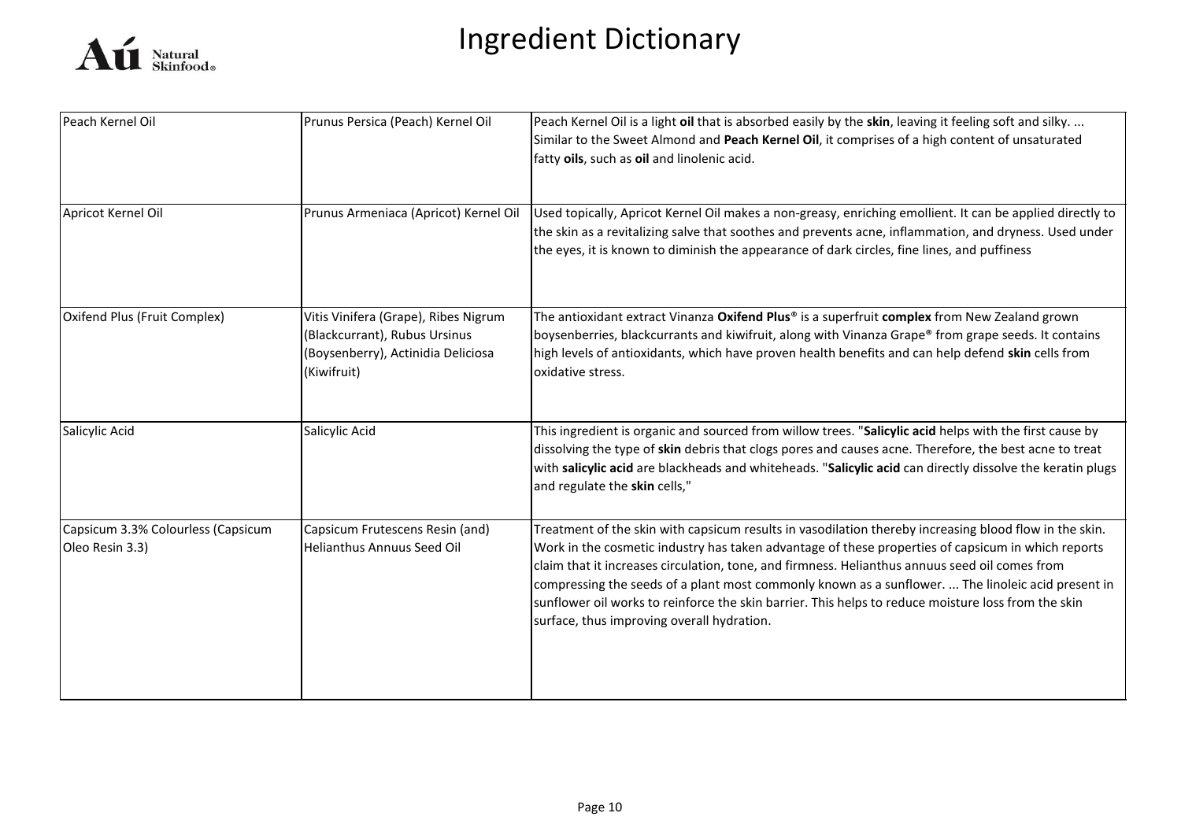# Ingredient Dictionary

| | | |
|---|---|---|
| Peach Kernel Oil | Prunus Persica (Peach) Kernel Oil | Peach Kernel Oil is a light **oil** that is absorbed easily by the **skin**, leaving it feeling soft and silky. ... Similar to the Sweet Almond and **Peach Kernel Oil**, it comprises of a high content of unsaturated fatty **oils**, such as **oil** and linolenic acid. |
| Apricot Kernel Oil | Prunus Armeniaca (Apricot) Kernel Oil | Used topically, Apricot Kernel Oil makes a non-greasy, enriching emollient. It can be applied directly to the skin as a revitalizing salve that soothes and prevents acne, inflammation, and dryness. Used under the eyes, it is known to diminish the appearance of dark circles, fine lines, and puffiness |
| Oxifend Plus (Fruit Complex) | Vitis Vinifera (Grape), Ribes Nigrum (Blackcurrant), Rubus Ursinus (Boysenberry), Actinidia Deliciosa (Kiwifruit) | The antioxidant extract Vinanza **Oxifend Plus**® is a superfruit **complex** from New Zealand grown boysenberries, blackcurrants and kiwifruit, along with Vinanza Grape® from grape seeds. It contains high levels of antioxidants, which have proven health benefits and can help defend **skin** cells from oxidative stress. |
| Salicylic Acid | Salicylic Acid | This ingredient is organic and sourced from willow trees. "**Salicylic acid** helps with the first cause by dissolving the type of **skin** debris that clogs pores and causes acne. Therefore, the best acne to treat with **salicylic acid** are blackheads and whiteheads. "**Salicylic acid** can directly dissolve the keratin plugs and regulate the **skin** cells," |
| Capsicum 3.3% Colourless (Capsicum Oleo Resin 3.3) | Capsicum Frutescens Resin (and) Helianthus Annuus Seed Oil | Treatment of the skin with capsicum results in vasodilation thereby increasing blood flow in the skin. Work in the cosmetic industry has taken advantage of these properties of capsicum in which reports claim that it increases circulation, tone, and firmness. Helianthus annuus seed oil comes from compressing the seeds of a plant most commonly known as a sunflower. ... The linoleic acid present in sunflower oil works to reinforce the skin barrier. This helps to reduce moisture loss from the skin surface, thus improving overall hydration. |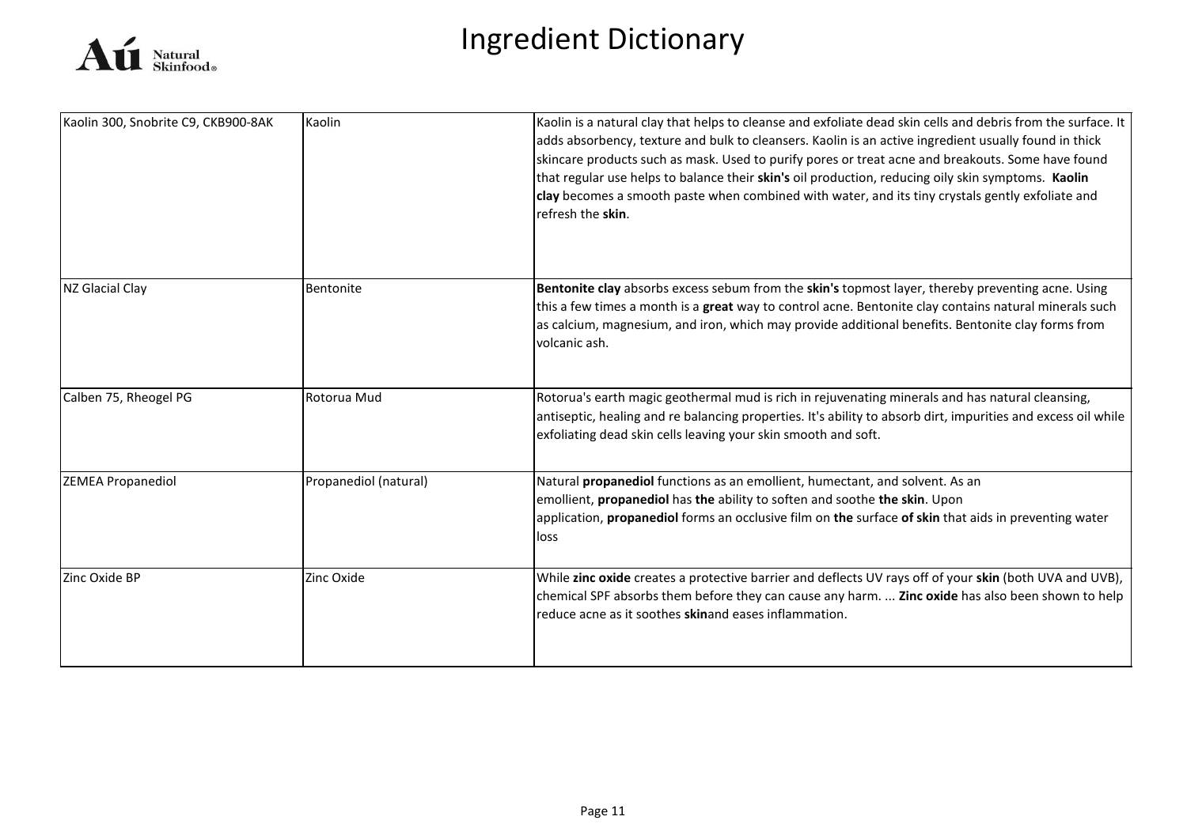# Ingredient Dictionary

| | | |
|---|---|---|
| Kaolin 300, Snobrite C9, CKB900-8AK | Kaolin | Kaolin is a natural clay that helps to cleanse and exfoliate dead skin cells and debris from the surface. It adds absorbency, texture and bulk to cleansers. Kaolin is an active ingredient usually found in thick skincare products such as mask. Used to purify pores or treat acne and breakouts. Some have found that regular use helps to balance their **skin's** oil production, reducing oily skin symptoms. **Kaolin clay** becomes a smooth paste when combined with water, and its tiny crystals gently exfoliate and refresh the **skin**. |
| NZ Glacial Clay | Bentonite | **Bentonite clay** absorbs excess sebum from the **skin's** topmost layer, thereby preventing acne. Using this a few times a month is a **great** way to control acne. Bentonite clay contains natural minerals such as calcium, magnesium, and iron, which may provide additional benefits. Bentonite clay forms from volcanic ash. |
| Calben 75, Rheogel PG | Rotorua Mud | Rotorua's earth magic geothermal mud is rich in rejuvenating minerals and has natural cleansing, antiseptic, healing and re balancing properties. It's ability to absorb dirt, impurities and excess oil while exfoliating dead skin cells leaving your skin smooth and soft. |
| ZEMEA Propanediol | Propanediol (natural) | Natural **propanediol** functions as an emollient, humectant, and solvent. As an emollient, **propanediol** has **the** ability to soften and soothe **the skin**. Upon application, **propanediol** forms an occlusive film on **the** surface **of skin** that aids in preventing water loss |
| Zinc Oxide BP | Zinc Oxide | While **zinc oxide** creates a protective barrier and deflects UV rays off of your **skin** (both UVA and UVB), chemical SPF absorbs them before they can cause any harm. ... **Zinc oxide** has also been shown to help reduce acne as it soothes **skin**and eases inflammation. |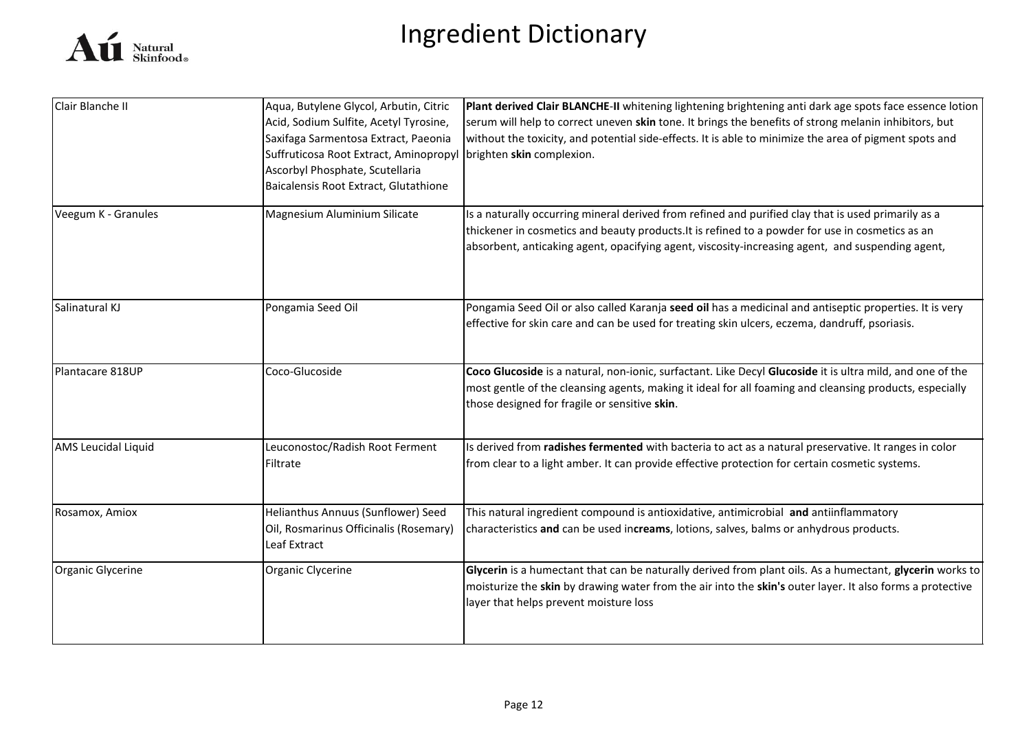# Ingredient Dictionary

| | | |
|---|---|---|
| Clair Blanche II | Aqua, Butylene Glycol, Arbutin, Citric Acid, Sodium Sulfite, Acetyl Tyrosine, Saxifaga Sarmentosa Extract, Paeonia Suffruticosa Root Extract, Aminopropyl Ascorbyl Phosphate, Scutellaria Baicalensis Root Extract, Glutathione | **Plant derived Clair BLANCHE-II** whitening lightening brightening anti dark age spots face essence lotion serum will help to correct uneven **skin** tone. It brings the benefits of strong melanin inhibitors, but without the toxicity, and potential side-effects. It is able to minimize the area of pigment spots and brighten **skin** complexion. |
| Veegum K - Granules | Magnesium Aluminium Silicate | Is a naturally occurring mineral derived from refined and purified clay that is used primarily as a thickener in cosmetics and beauty products.It is refined to a powder for use in cosmetics as an absorbent, anticaking agent, opacifying agent, viscosity-increasing agent, and suspending agent, |
| Salinatural KJ | Pongamia Seed Oil | Pongamia Seed Oil or also called Karanja **seed oil** has a medicinal and antiseptic properties. It is very effective for skin care and can be used for treating skin ulcers, eczema, dandruff, psoriasis. |
| Plantacare 818UP | Coco-Glucoside | **Coco Glucoside** is a natural, non-ionic, surfactant. Like Decyl **Glucoside** it is ultra mild, and one of the most gentle of the cleansing agents, making it ideal for all foaming and cleansing products, especially those designed for fragile or sensitive **skin**. |
| AMS Leucidal Liquid | Leuconostoc/Radish Root Ferment Filtrate | Is derived from **radishes fermented** with bacteria to act as a natural preservative. It ranges in color from clear to a light amber. It can provide effective protection for certain cosmetic systems. |
| Rosamox, Amiox | Helianthus Annuus (Sunflower) Seed Oil, Rosmarinus Officinalis (Rosemary) Leaf Extract | This natural ingredient compound is antioxidative, antimicrobial **and** antiinflammatory characteristics **and** can be used in**creams**, lotions, salves, balms or anhydrous products. |
| Organic Glycerine | Organic Clycerine | **Glycerin** is a humectant that can be naturally derived from plant oils. As a humectant, **glycerin** works to moisturize the **skin** by drawing water from the air into the **skin's** outer layer. It also forms a protective layer that helps prevent moisture loss |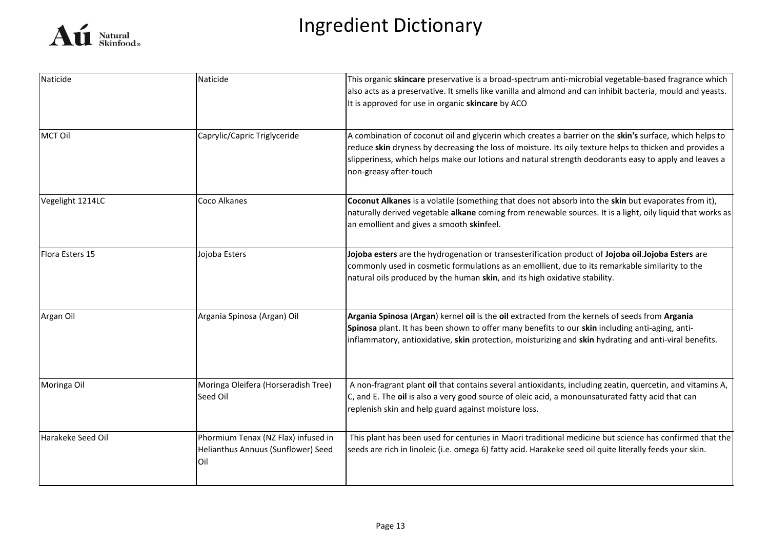# Ingredient Dictionary

| | | |
|---|---|---|
| Naticide | Naticide | This organic **skincare** preservative is a broad-spectrum anti-microbial vegetable-based fragrance which also acts as a preservative. It smells like vanilla and almond and can inhibit bacteria, mould and yeasts. It is approved for use in organic **skincare** by ACO |
| MCT Oil | Caprylic/Capric Triglyceride | A combination of coconut oil and glycerin which creates a barrier on the **skin's** surface, which helps to reduce **skin** dryness by decreasing the loss of moisture. Its oily texture helps to thicken and provides a slipperiness, which helps make our lotions and natural strength deodorants easy to apply and leaves a non-greasy after-touch |
| Vegelight 1214LC | Coco Alkanes | **Coconut Alkanes** is a volatile (something that does not absorb into the **skin** but evaporates from it), naturally derived vegetable **alkane** coming from renewable sources. It is a light, oily liquid that works as an emollient and gives a smooth **skin**feel. |
| Flora Esters 15 | Jojoba Esters | **Jojoba esters** are the hydrogenation or transesterification product of **Jojoba oil**.**Jojoba Esters** are commonly used in cosmetic formulations as an emollient, due to its remarkable similarity to the natural oils produced by the human **skin**, and its high oxidative stability. |
| Argan Oil | Argania Spinosa (Argan) Oil | **Argania Spinosa** (**Argan**) kernel **oil** is the **oil** extracted from the kernels of seeds from **Argania Spinosa** plant. It has been shown to offer many benefits to our **skin** including anti-aging, anti-inflammatory, antioxidative, **skin** protection, moisturizing and **skin** hydrating and anti-viral benefits. |
| Moringa Oil | Moringa Oleifera (Horseradish Tree) Seed Oil | A non-fragrant plant **oil** that contains several antioxidants, including zeatin, quercetin, and vitamins A, C, and E. The **oil** is also a very good source of oleic acid, a monounsaturated fatty acid that can replenish skin and help guard against moisture loss. |
| Harakeke Seed Oil | Phormium Tenax (NZ Flax) infused in Helianthus Annuus (Sunflower) Seed Oil | This plant has been used for centuries in Maori traditional medicine but science has confirmed that the seeds are rich in linoleic (i.e. omega 6) fatty acid. Harakeke seed oil quite literally feeds your skin. |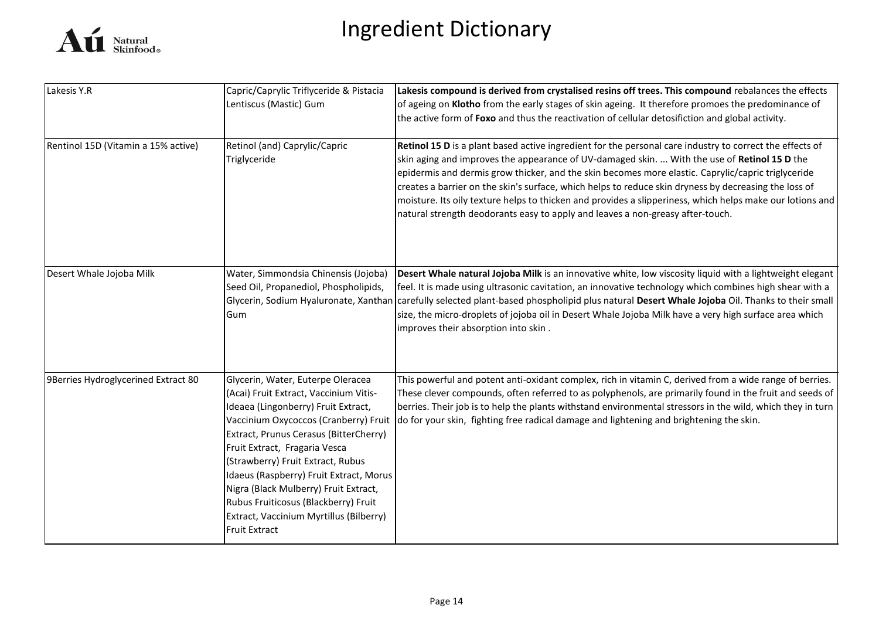# Ingredient Dictionary

| Lakesis Y.R | Capric/Caprylic Triflyceride & Pistacia Lentiscus (Mastic) Gum | **Lakesis compound is derived from crystalised resins off trees. This compound** rebalances the effects of ageing on **Klotho** from the early stages of skin ageing. It therefore promoes the predominance of the active form of **Foxo** and thus the reactivation of cellular detosifiction and global activity. |
|---|---|---|
| Rentinol 15D (Vitamin a 15% active) | Retinol (and) Caprylic/Capric Triglyceride | **Retinol 15 D** is a plant based active ingredient for the personal care industry to correct the effects of skin aging and improves the appearance of UV-damaged skin. ... With the use of **Retinol 15 D** the epidermis and dermis grow thicker, and the skin becomes more elastic. Caprylic/capric triglyceride creates a barrier on the skin's surface, which helps to reduce skin dryness by decreasing the loss of moisture. Its oily texture helps to thicken and provides a slipperiness, which helps make our lotions and natural strength deodorants easy to apply and leaves a non-greasy after-touch. |
| Desert Whale Jojoba Milk | Water, Simmondsia Chinensis (Jojoba) Seed Oil, Propanediol, Phospholipids, Glycerin, Sodium Hyaluronate, Xanthan Gum | **Desert Whale natural Jojoba Milk** is an innovative white, low viscosity liquid with a lightweight elegant feel. It is made using ultrasonic cavitation, an innovative technology which combines high shear with a carefully selected plant-based phospholipid plus natural **Desert Whale Jojoba** Oil. Thanks to their small size, the micro-droplets of jojoba oil in Desert Whale Jojoba Milk have a very high surface area which improves their absorption into skin . |
| 9Berries Hydroglycerined Extract 80 | Glycerin, Water, Euterpe Oleracea (Acai) Fruit Extract, Vaccinium Vitis-Ideaea (Lingonberry) Fruit Extract, Vaccinium Oxycoccos (Cranberry) Fruit Extract, Prunus Cerasus (BitterCherry) Fruit Extract, Fragaria Vesca (Strawberry) Fruit Extract, Rubus Idaeus (Raspberry) Fruit Extract, Morus Nigra (Black Mulberry) Fruit Extract, Rubus Fruiticosus (Blackberry) Fruit Extract, Vaccinium Myrtillus (Bilberry) Fruit Extract | This powerful and potent anti-oxidant complex, rich in vitamin C, derived from a wide range of berries. These clever compounds, often referred to as polyphenols, are primarily found in the fruit and seeds of berries. Their job is to help the plants withstand environmental stressors in the wild, which they in turn do for your skin, fighting free radical damage and lightening and brightening the skin. |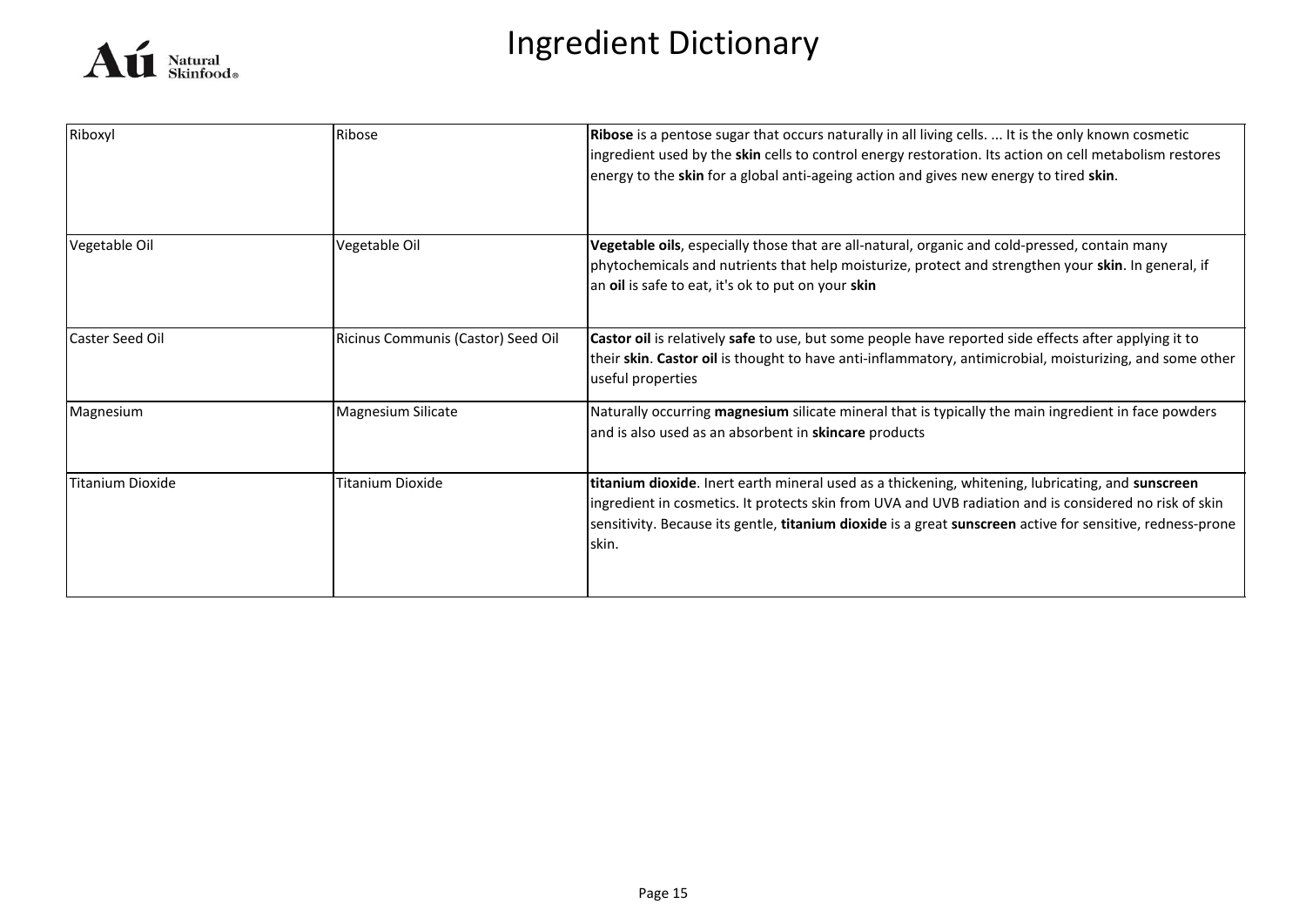# Ingredient Dictionary

| | | |
|---|---|---|
| Riboxyl | Ribose | **Ribose** is a pentose sugar that occurs naturally in all living cells. ... It is the only known cosmetic ingredient used by the **skin** cells to control energy restoration. Its action on cell metabolism restores energy to the **skin** for a global anti-ageing action and gives new energy to tired **skin**. |
| Vegetable Oil | Vegetable Oil | **Vegetable oils**, especially those that are all-natural, organic and cold-pressed, contain many phytochemicals and nutrients that help moisturize, protect and strengthen your **skin**. In general, if an **oil** is safe to eat, it's ok to put on your **skin** |
| Caster Seed Oil | Ricinus Communis (Castor) Seed Oil | **Castor oil** is relatively **safe** to use, but some people have reported side effects after applying it to their **skin**. **Castor oil** is thought to have anti-inflammatory, antimicrobial, moisturizing, and some other useful properties |
| Magnesium | Magnesium Silicate | Naturally occurring **magnesium** silicate mineral that is typically the main ingredient in face powders and is also used as an absorbent in **skincare** products |
| Titanium Dioxide | Titanium Dioxide | **titanium dioxide**. Inert earth mineral used as a thickening, whitening, lubricating, and **sunscreen** ingredient in cosmetics. It protects skin from UVA and UVB radiation and is considered no risk of skin sensitivity. Because its gentle, **titanium dioxide** is a great **sunscreen** active for sensitive, redness-prone skin. |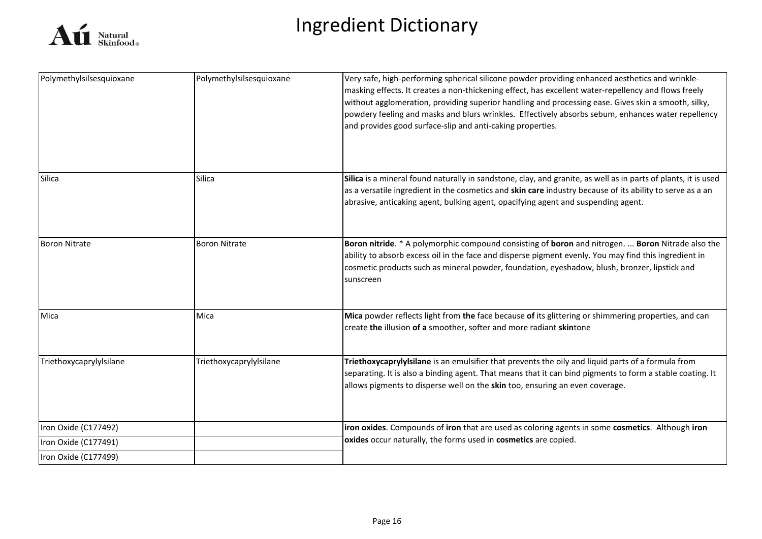# Ingredient Dictionary

| | | |
|---|---|---|
| Polymethylsilsesquioxane | Polymethylsilsesquioxane | Very safe, high-performing spherical silicone powder providing enhanced aesthetics and wrinkle-masking effects. It creates a non-thickening effect, has excellent water-repellency and flows freely without agglomeration, providing superior handling and processing ease. Gives skin a smooth, silky, powdery feeling and masks and blurs wrinkles. Effectively absorbs sebum, enhances water repellency and provides good surface-slip and anti-caking properties. |
| Silica | Silica | **Silica** is a mineral found naturally in sandstone, clay, and granite, as well as in parts of plants, it is used as a versatile ingredient in the cosmetics and **skin care** industry because of its ability to serve as a an abrasive, anticaking agent, bulking agent, opacifying agent and suspending agent. |
| Boron Nitrate | Boron Nitrate | **Boron nitride**. * A polymorphic compound consisting of **boron** and nitrogen. ... **Boron** Nitrade also the ability to absorb excess oil in the face and disperse pigment evenly. You may find this ingredient in cosmetic products such as mineral powder, foundation, eyeshadow, blush, bronzer, lipstick and sunscreen |
| Mica | Mica | **Mica** powder reflects light from **the** face because **of** its glittering or shimmering properties, and can create **the** illusion **of a** smoother, softer and more radiant **skin**tone |
| Triethoxycaprylylsilane | Triethoxycaprylylsilane | **Triethoxycaprylylsilane** is an emulsifier that prevents the oily and liquid parts of a formula from separating. It is also a binding agent. That means that it can bind pigments to form a stable coating. It allows pigments to disperse well on the **skin** too, ensuring an even coverage. |
| Iron Oxide (C177492) | | **iron oxides**. Compounds of **iron** that are used as coloring agents in some **cosmetics**. Although **iron oxides** occur naturally, the forms used in **cosmetics** are copied. |
| Iron Oxide (C177491) | | |
| Iron Oxide (C177499) | | |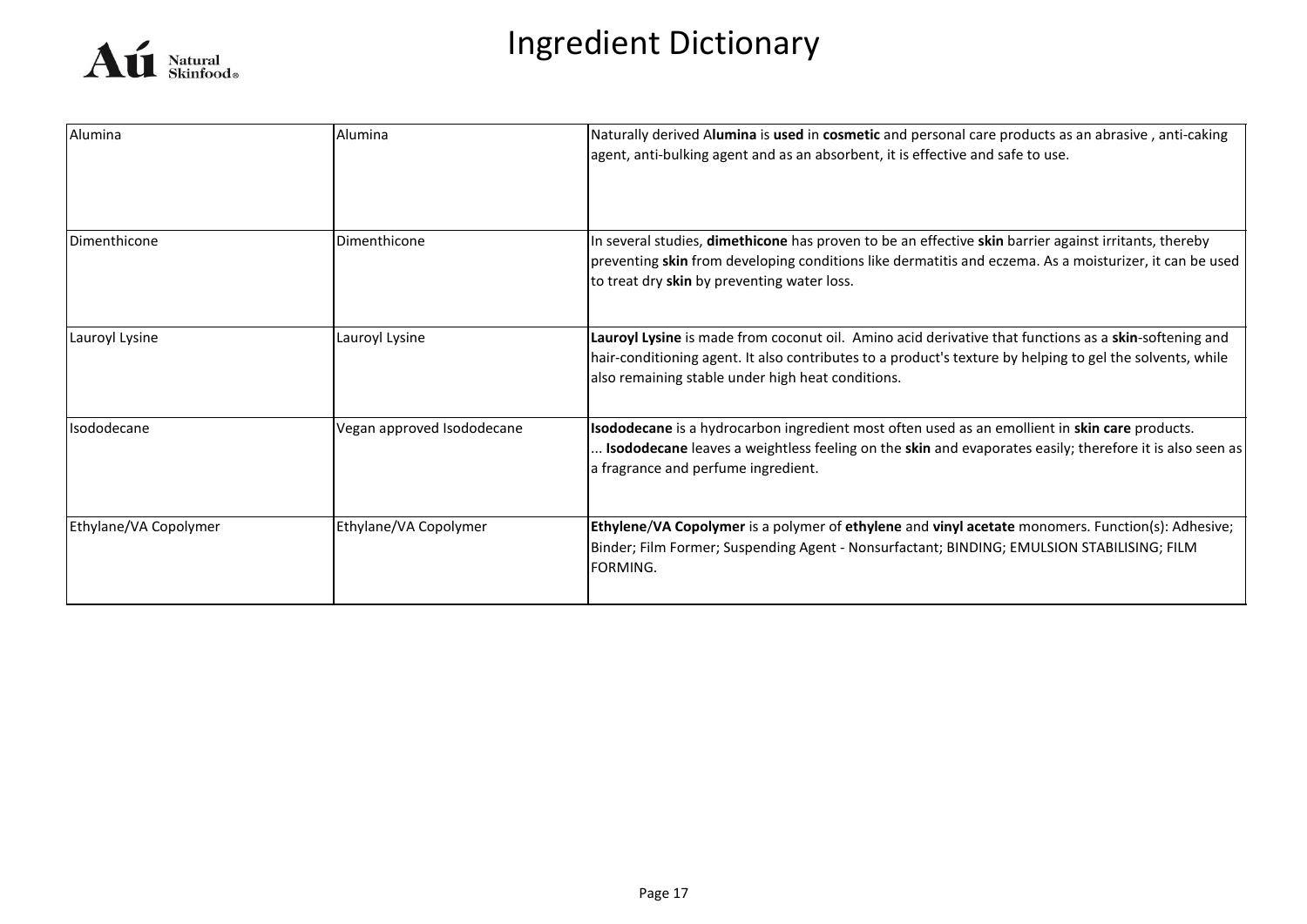# Ingredient Dictionary

| | | |
|---|---|---|
| Alumina | Alumina | Naturally derived A**lumina** is **used** in **cosmetic** and personal care products as an abrasive , anti-caking agent, anti-bulking agent and as an absorbent, it is effective and safe to use. |
| Dimenthicone | Dimenthicone | In several studies, **dimethicone** has proven to be an effective **skin** barrier against irritants, thereby preventing **skin** from developing conditions like dermatitis and eczema. As a moisturizer, it can be used to treat dry **skin** by preventing water loss. |
| Lauroyl Lysine | Lauroyl Lysine | **Lauroyl Lysine** is made from coconut oil. Amino acid derivative that functions as a **skin**-softening and hair-conditioning agent. It also contributes to a product's texture by helping to gel the solvents, while also remaining stable under high heat conditions. |
| Isododecane | Vegan approved Isododecane | **Isododecane** is a hydrocarbon ingredient most often used as an emollient in **skin care** products. ... **Isododecane** leaves a weightless feeling on the **skin** and evaporates easily; therefore it is also seen as a fragrance and perfume ingredient. |
| Ethylane/VA Copolymer | Ethylane/VA Copolymer | **Ethylene**/**VA Copolymer** is a polymer of **ethylene** and **vinyl acetate** monomers. Function(s): Adhesive; Binder; Film Former; Suspending Agent - Nonsurfactant; BINDING; EMULSION STABILISING; FILM FORMING. |